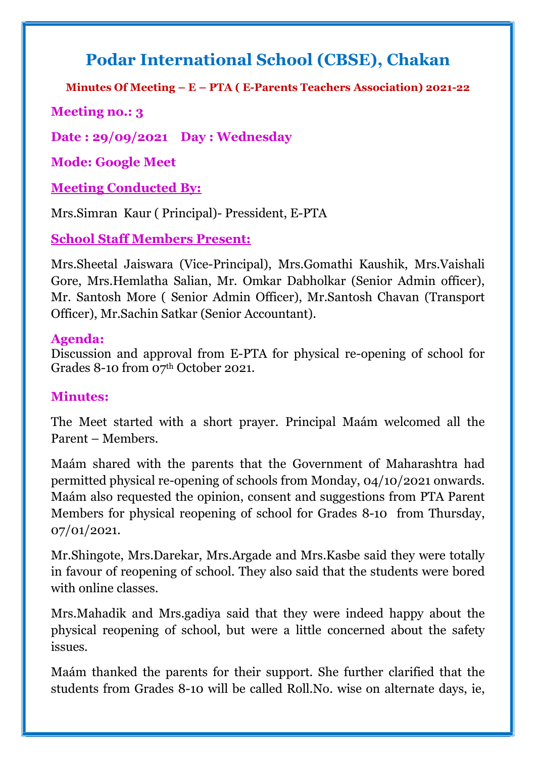# Podar International School (CBSE), Chakan

**Minutes Of Meeting – E – PTA ( E-Parents Teachers Association) 2021-22**

**Meeting no.: 3**

**Date : 29/09/2021 Day : Wednesday**

**Mode: Google Meet**

**Meeting Conducted By:**

Mrs.Simran Kaur ( Principal)- Pressident, E-PTA

**School Staff Members Present:**

Mrs.Sheetal Jaiswara (Vice-Principal), Mrs.Gomathi Kaushik, Mrs.Vaishali Gore, Mrs.Hemlatha Salian, Mr. Omkar Dabholkar (Senior Admin officer), Mr. Santosh More ( Senior Admin Officer), Mr.Santosh Chavan (Transport Officer), Mr.Sachin Satkar (Senior Accountant).

**Agenda:**

Discussion and approval from E-PTA for physical re-opening of school for Grades 8-10 from 07th October 2021.

**Minutes:**

The Meet started with a short prayer. Principal Maám welcomed all the Parent – Members.

Maám shared with the parents that the Government of Maharashtra had permitted physical re-opening of schools from Monday, 04/10/2021 onwards. Maám also requested the opinion, consent and suggestions from PTA Parent Members for physical reopening of school for Grades 8-10 from Thursday, 07/01/2021.

Mr.Shingote, Mrs.Darekar, Mrs.Argade and Mrs.Kasbe said they were totally in favour of reopening of school. They also said that the students were bored with online classes.

Mrs.Mahadik and Mrs.gadiya said that they were indeed happy about the physical reopening of school, but were a little concerned about the safety issues.

Maám thanked the parents for their support. She further clarified that the students from Grades 8-10 will be called Roll.No. wise on alternate days, ie,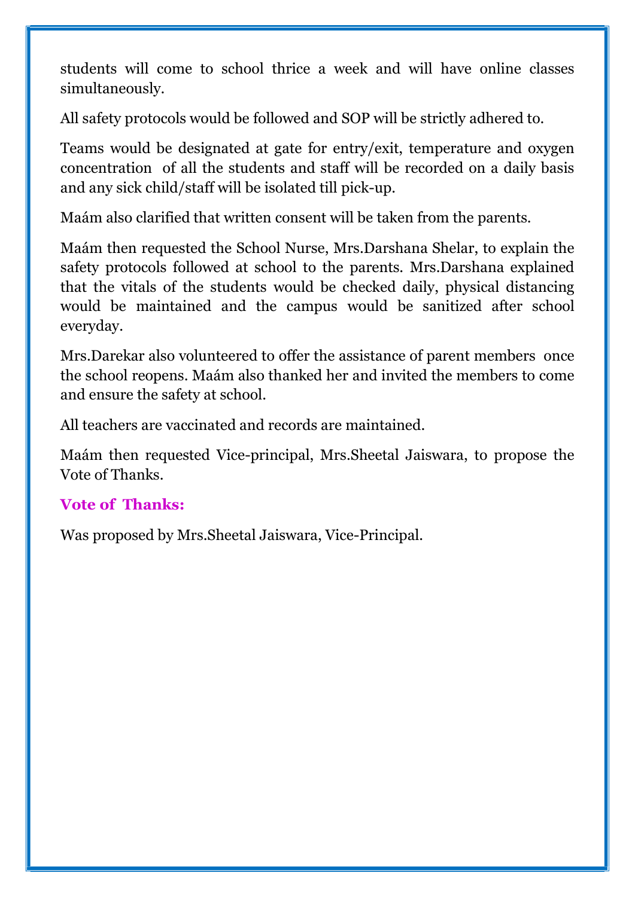students will come to school thrice a week and will have online classes simultaneously.

All safety protocols would be followed and SOP will be strictly adhered to.

Teams would be designated at gate for entry/exit, temperature and oxygen concentration of all the students and staff will be recorded on a daily basis and any sick child/staff will be isolated till pick-up.

Maám also clarified that written consent will be taken from the parents.

Maám then requested the School Nurse, Mrs.Darshana Shelar, to explain the safety protocols followed at school to the parents. Mrs.Darshana explained that the vitals of the students would be checked daily, physical distancing would be maintained and the campus would be sanitized after school everyday.

Mrs.Darekar also volunteered to offer the assistance of parent members once the school reopens. Maám also thanked her and invited the members to come and ensure the safety at school.

All teachers are vaccinated and records are maintained.

Maám then requested Vice-principal, Mrs.Sheetal Jaiswara, to propose the Vote of Thanks.

**Vote of Thanks:**

Was proposed by Mrs.Sheetal Jaiswara, Vice-Principal.